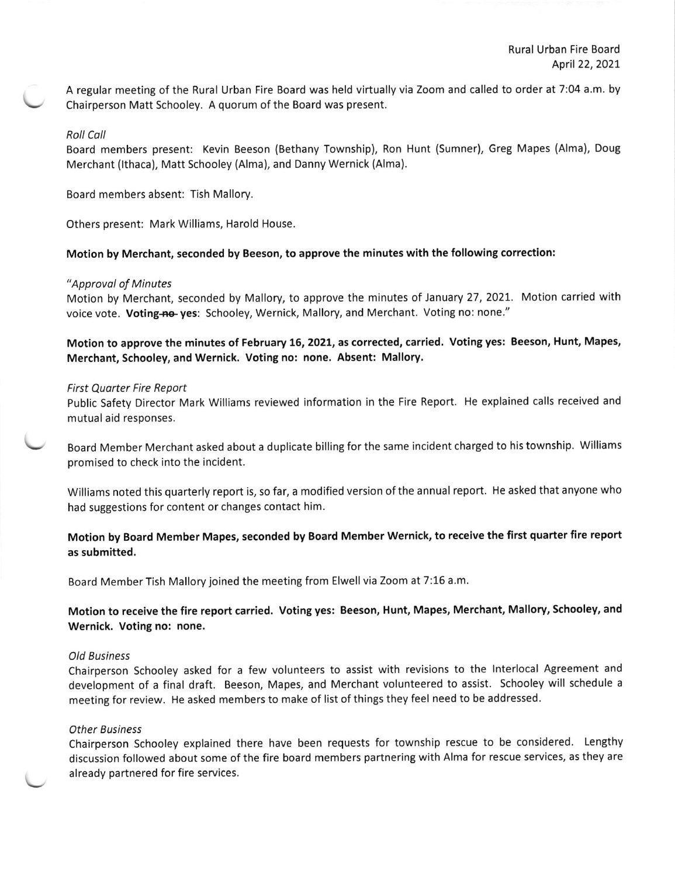Rural Urban Fire Board
April 22, 2021

A regular meeting of the Rural Urban Fire Board was held virtually via Zoom and called to order at 7:04 a.m. by Chairperson Matt Schooley. A quorum of the Board was present.

*Roll Call*
Board members present: Kevin Beeson (Bethany Township), Ron Hunt (Sumner), Greg Mapes (Alma), Doug Merchant (Ithaca), Matt Schooley (Alma), and Danny Wernick (Alma).

Board members absent: Tish Mallory.

Others present: Mark Williams, Harold House.

**Motion by Merchant, seconded by Beeson, to approve the minutes with the following correction:**

*"Approval of Minutes*
Motion by Merchant, seconded by Mallory, to approve the minutes of January 27, 2021. Motion carried with voice vote. **Voting ~~no~~ yes**: Schooley, Wernick, Mallory, and Merchant. Voting no: none."

**Motion to approve the minutes of February 16, 2021, as corrected, carried. Voting yes: Beeson, Hunt, Mapes, Merchant, Schooley, and Wernick. Voting no: none. Absent: Mallory.**

*First Quarter Fire Report*
Public Safety Director Mark Williams reviewed information in the Fire Report. He explained calls received and mutual aid responses.

Board Member Merchant asked about a duplicate billing for the same incident charged to his township. Williams promised to check into the incident.

Williams noted this quarterly report is, so far, a modified version of the annual report. He asked that anyone who had suggestions for content or changes contact him.

**Motion by Board Member Mapes, seconded by Board Member Wernick, to receive the first quarter fire report as submitted.**

Board Member Tish Mallory joined the meeting from Elwell via Zoom at 7:16 a.m.

**Motion to receive the fire report carried. Voting yes: Beeson, Hunt, Mapes, Merchant, Mallory, Schooley, and Wernick. Voting no: none.**

*Old Business*
Chairperson Schooley asked for a few volunteers to assist with revisions to the Interlocal Agreement and development of a final draft. Beeson, Mapes, and Merchant volunteered to assist. Schooley will schedule a meeting for review. He asked members to make of list of things they feel need to be addressed.

*Other Business*
Chairperson Schooley explained there have been requests for township rescue to be considered. Lengthy discussion followed about some of the fire board members partnering with Alma for rescue services, as they are already partnered for fire services.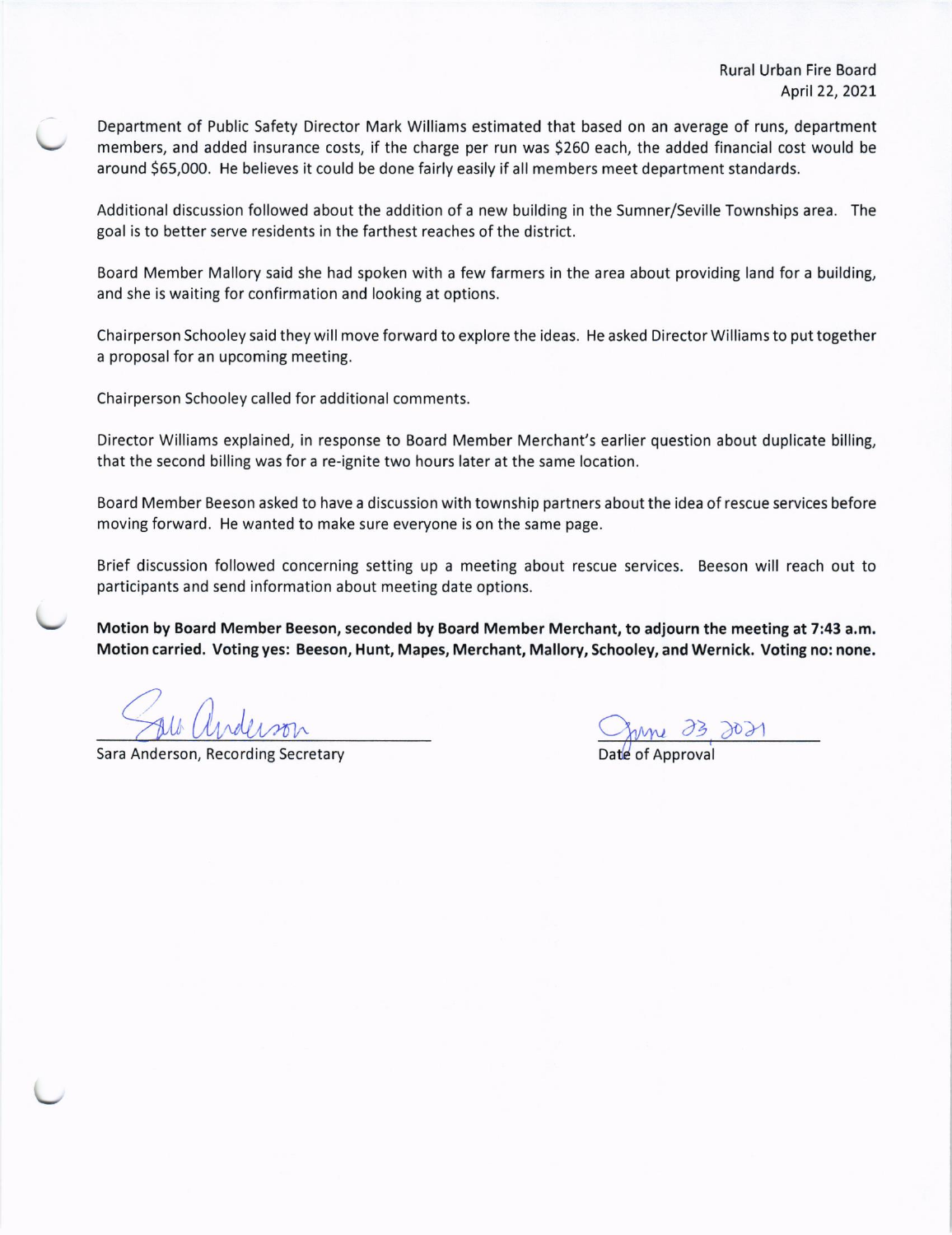Department of Public Safety Director Mark Williams estimated that based on an average of runs, department members, and added insurance costs, if the charge per run was $260 each, the added financial cost would be around $65,000. He believes it could be done fairly easily if all members meet department standards.

Additional discussion followed about the addition of a new building in the Sumner/Seville Townships area. The goal is to better serve residents in the farthest reaches of the district.

Board Member Mallory said she had spoken with a few farmers in the area about providing land for a building, and she is waiting for confirmation and looking at options.

Chairperson Schooley said they will move forward to explore the ideas. He asked Director Williams to put together a proposal for an upcoming meeting.

Chairperson Schooley called for additional comments.

Director Williams explained, in response to Board Member Merchant's earlier question about duplicate billing, that the second billing was for a re-ignite two hours later at the same location.

Board Member Beeson asked to have a discussion with township partners about the idea of rescue services before moving forward. He wanted to make sure everyone is on the same page.

Brief discussion followed concerning setting up a meeting about rescue services. Beeson will reach out to participants and send information about meeting date options.

**Motion by Board Member Beeson, seconded by Board Member Merchant, to adjourn the meeting at 7:43 a.m. Motion carried. Voting yes: Beeson, Hunt, Mapes, Merchant, Mallory, Schooley, and Wernick. Voting no: none.**

Sara Anderson

Sara Anderson, Recording Secretary

June 23, 2021

Date of Approval